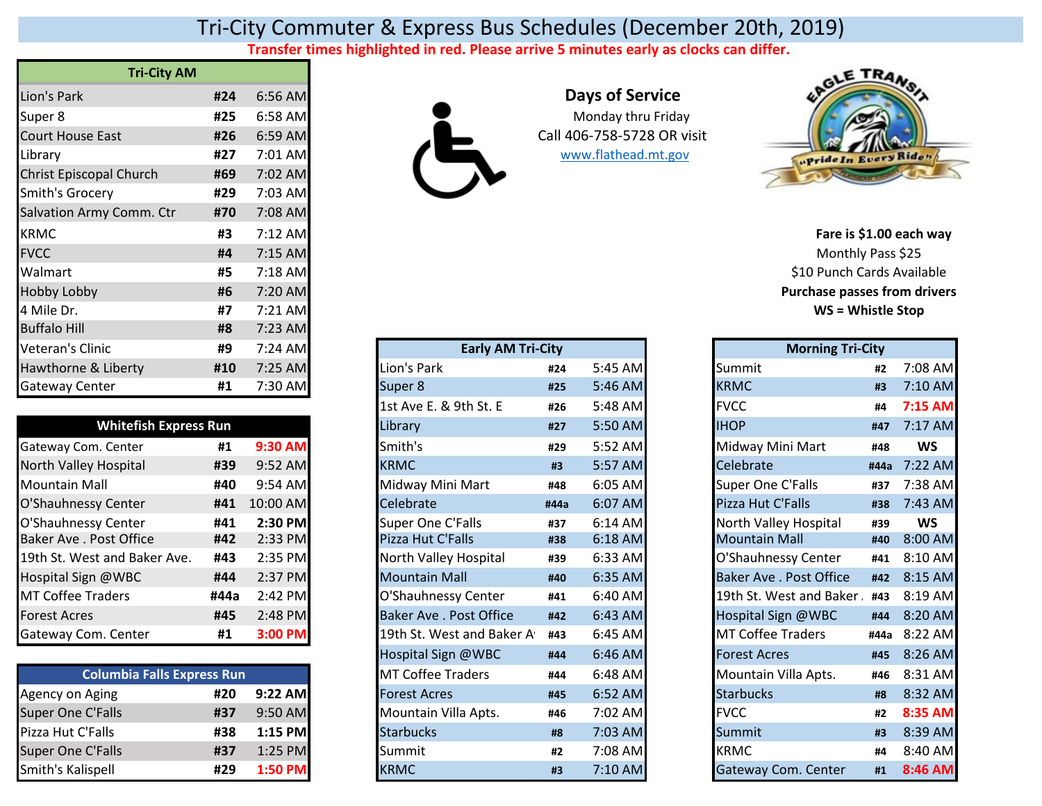# Tri-City Commuter & Express Bus Schedules (December 20th, 2019)

**Transfer times highlighted in red. Please arrive 5 minutes early as clocks can differ.**

| Tri-City AM | | |
|---|---|---|
| Lion's Park | #24 | 6:56 AM |
| Super 8 | #25 | 6:58 AM |
| Court House East | #26 | 6:59 AM |
| Library | #27 | 7:01 AM |
| Christ Episcopal Church | #69 | 7:02 AM |
| Smith's Grocery | #29 | 7:03 AM |
| Salvation Army Comm. Ctr | #70 | 7:08 AM |
| KRMC | #3 | 7:12 AM |
| FVCC | #4 | 7:15 AM |
| Walmart | #5 | 7:18 AM |
| Hobby Lobby | #6 | 7:20 AM |
| 4 Mile Dr. | #7 | 7:21 AM |
| Buffalo Hill | #8 | 7:23 AM |
| Veteran's Clinic | #9 | 7:24 AM |
| Hawthorne & Liberty | #10 | 7:25 AM |
| Gateway Center | #1 | 7:30 AM |

| Whitefish Express Run | | |
|---|---|---|
| Gateway Com. Center | #1 | **9:30 AM** |
| North Valley Hospital | #39 | 9:52 AM |
| Mountain Mall | #40 | 9:54 AM |
| O'Shauhnessy Center | #41 | 10:00 AM |
| O'Shauhnessy Center | #41 | **2:30 PM** |
| Baker Ave . Post Office | #42 | 2:33 PM |
| 19th St. West and Baker Ave. | #43 | 2:35 PM |
| Hospital Sign @WBC | #44 | 2:37 PM |
| MT Coffee Traders | #44a | 2:42 PM |
| Forest Acres | #45 | 2:48 PM |
| Gateway Com. Center | #1 | **3:00 PM** |

| Columbia Falls Express Run | | |
|---|---|---|
| Agency on Aging | #20 | **9:22 AM** |
| Super One C'Falls | #37 | 9:50 AM |
| Pizza Hut C'Falls | #38 | **1:15 PM** |
| Super One C'Falls | #37 | 1:25 PM |
| Smith's Kalispell | #29 | **1:50 PM** |

**Days of Service**

Monday thru Friday

Call 406-758-5728 OR visit

www.flathead.mt.gov

EAGLE TRANSIT "Pride In Every Ride"

**Fare is $1.00 each way**

Monthly Pass $25

$10 Punch Cards Available

**Purchase passes from drivers**

**WS = Whistle Stop**

| Early AM Tri-City | | |
|---|---|---|
| Lion's Park | #24 | 5:45 AM |
| Super 8 | #25 | 5:46 AM |
| 1st Ave E. & 9th St. E | #26 | 5:48 AM |
| Library | #27 | 5:50 AM |
| Smith's | #29 | 5:52 AM |
| KRMC | #3 | 5:57 AM |
| Midway Mini Mart | #48 | 6:05 AM |
| Celebrate | #44a | 6:07 AM |
| Super One C'Falls | #37 | 6:14 AM |
| Pizza Hut C'Falls | #38 | 6:18 AM |
| North Valley Hospital | #39 | 6:33 AM |
| Mountain Mall | #40 | 6:35 AM |
| O'Shauhnessy Center | #41 | 6:40 AM |
| Baker Ave . Post Office | #42 | 6:43 AM |
| 19th St. West and Baker A | #43 | 6:45 AM |
| Hospital Sign @WBC | #44 | 6:46 AM |
| MT Coffee Traders | #44 | 6:48 AM |
| Forest Acres | #45 | 6:52 AM |
| Mountain Villa Apts. | #46 | 7:02 AM |
| Starbucks | #8 | 7:03 AM |
| Summit | #2 | 7:08 AM |
| KRMC | #3 | 7:10 AM |

| Morning Tri-City | | |
|---|---|---|
| Summit | #2 | 7:08 AM |
| KRMC | #3 | 7:10 AM |
| FVCC | #4 | **7:15 AM** |
| IHOP | #47 | 7:17 AM |
| Midway Mini Mart | #48 | WS |
| Celebrate | #44a | 7:22 AM |
| Super One C'Falls | #37 | 7:38 AM |
| Pizza Hut C'Falls | #38 | 7:43 AM |
| North Valley Hospital | #39 | WS |
| Mountain Mall | #40 | 8:00 AM |
| O'Shauhnessy Center | #41 | 8:10 AM |
| Baker Ave . Post Office | #42 | 8:15 AM |
| 19th St. West and Baker A | #43 | 8:19 AM |
| Hospital Sign @WBC | #44 | 8:20 AM |
| MT Coffee Traders | #44a | 8:22 AM |
| Forest Acres | #45 | 8:26 AM |
| Mountain Villa Apts. | #46 | 8:31 AM |
| Starbucks | #8 | 8:32 AM |
| FVCC | #2 | **8:35 AM** |
| Summit | #3 | 8:39 AM |
| KRMC | #4 | 8:40 AM |
| Gateway Com. Center | #1 | **8:46 AM** |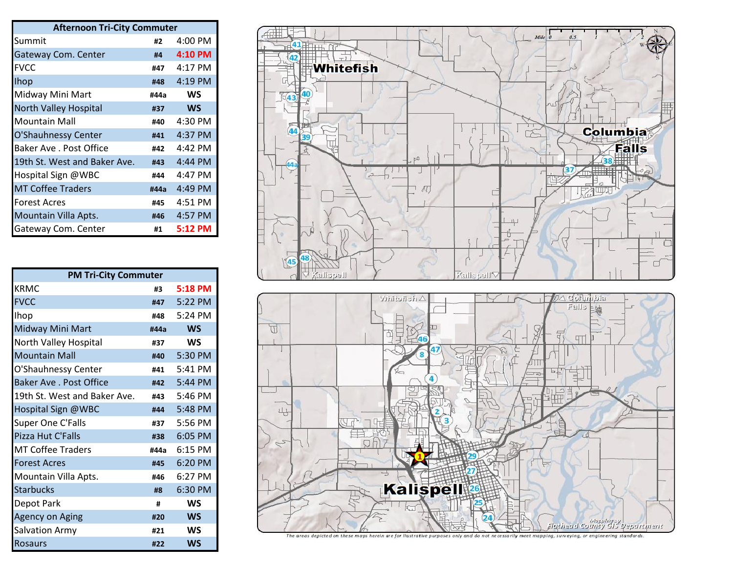| Afternoon Tri-City Commuter | | |
|---|---|---|
| Summit | #2 | 4:00 PM |
| Gateway Com. Center | #4 | **4:10 PM** |
| FVCC | #47 | 4:17 PM |
| Ihop | #48 | 4:19 PM |
| Midway Mini Mart | #44a | WS |
| North Valley Hospital | #37 | WS |
| Mountain Mall | #40 | 4:30 PM |
| O'Shauhnessy Center | #41 | 4:37 PM |
| Baker Ave . Post Office | #42 | 4:42 PM |
| 19th St. West and Baker Ave. | #43 | 4:44 PM |
| Hospital Sign @WBC | #44 | 4:47 PM |
| MT Coffee Traders | #44a | 4:49 PM |
| Forest Acres | #45 | 4:51 PM |
| Mountain Villa Apts. | #46 | 4:57 PM |
| Gateway Com. Center | #1 | **5:12 PM** |

| PM Tri-City Commuter | | |
|---|---|---|
| KRMC | #3 | **5:18 PM** |
| FVCC | #47 | 5:22 PM |
| Ihop | #48 | 5:24 PM |
| Midway Mini Mart | #44a | WS |
| North Valley Hospital | #37 | WS |
| Mountain Mall | #40 | 5:30 PM |
| O'Shauhnessy Center | #41 | 5:41 PM |
| Baker Ave . Post Office | #42 | 5:44 PM |
| 19th St. West and Baker Ave. | #43 | 5:46 PM |
| Hospital Sign @WBC | #44 | 5:48 PM |
| Super One C'Falls | #37 | 5:56 PM |
| Pizza Hut C'Falls | #38 | 6:05 PM |
| MT Coffee Traders | #44a | 6:15 PM |
| Forest Acres | #45 | 6:20 PM |
| Mountain Villa Apts. | #46 | 6:27 PM |
| Starbucks | #8 | 6:30 PM |
| Depot Park | # | WS |
| Agency on Aging | #20 | WS |
| Salvation Army | #21 | WS |
| Rosaurs | #22 | WS |

Whitefish
Columbia Falls
Kalispell
Mile 0 0.5 1 2
Mapping by Flathead County GIS Department

The areas depicted on these maps herein are for illustrative purposes only and do not necessarily meet mapping, surveying, or engineering standards.